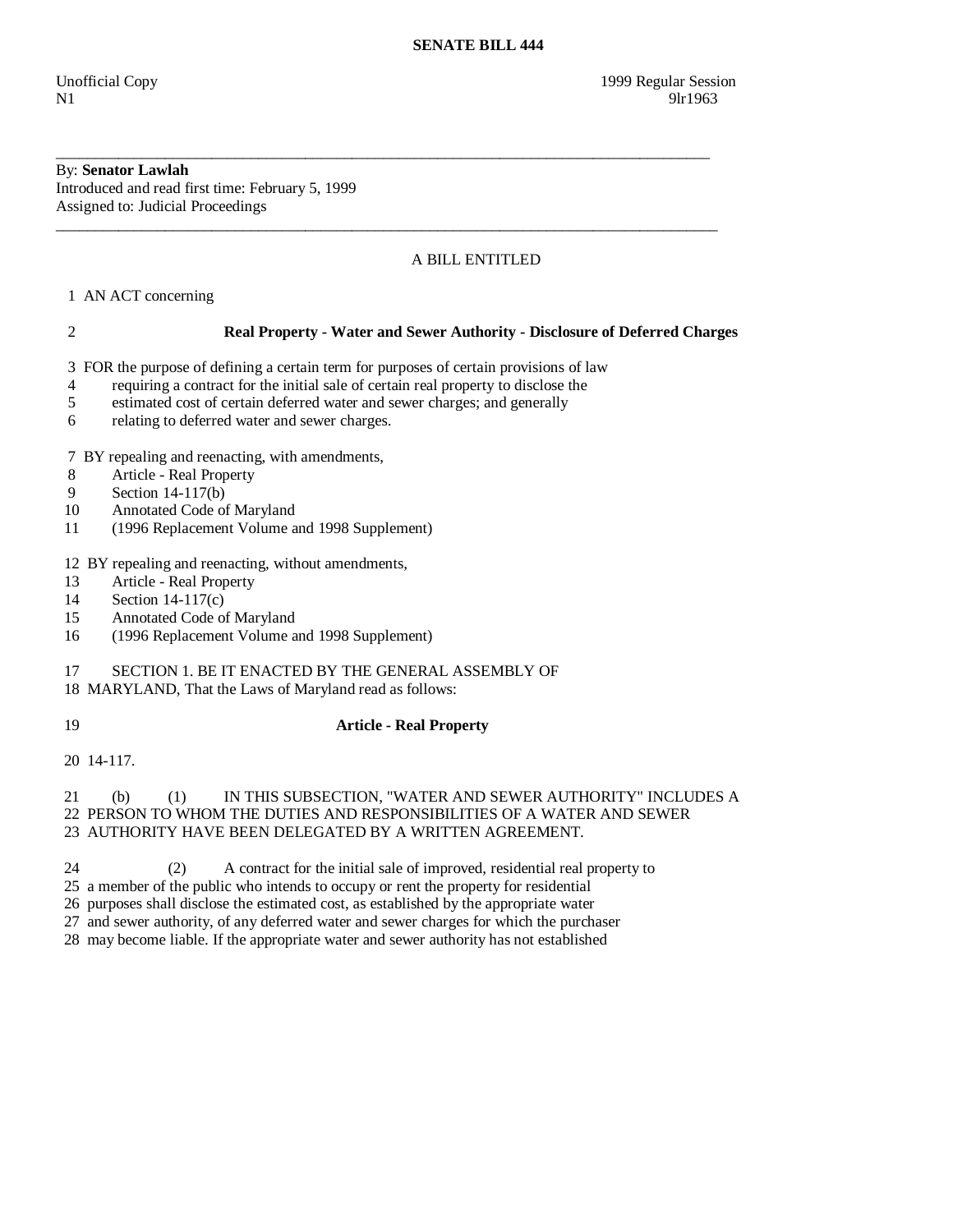# SENATE BILL 444

Unofficial Copy 1999 Regular Session
N1 9lr1963

---

By: **Senator Lawlah**
Introduced and read first time: February 5, 1999
Assigned to: Judicial Proceedings

---

A BILL ENTITLED

1 AN ACT concerning

2 **Real Property - Water and Sewer Authority - Disclosure of Deferred Charges**

3 FOR the purpose of defining a certain term for purposes of certain provisions of law
4 requiring a contract for the initial sale of certain real property to disclose the
5 estimated cost of certain deferred water and sewer charges; and generally
6 relating to deferred water and sewer charges.

7 BY repealing and reenacting, with amendments,
8 Article - Real Property
9 Section 14-117(b)
10 Annotated Code of Maryland
11 (1996 Replacement Volume and 1998 Supplement)

12 BY repealing and reenacting, without amendments,
13 Article - Real Property
14 Section 14-117(c)
15 Annotated Code of Maryland
16 (1996 Replacement Volume and 1998 Supplement)

17 SECTION 1. BE IT ENACTED BY THE GENERAL ASSEMBLY OF
18 MARYLAND, That the Laws of Maryland read as follows:

19 **Article - Real Property**

20 14-117.

21 (b) (1) IN THIS SUBSECTION, "WATER AND SEWER AUTHORITY" INCLUDES A
22 PERSON TO WHOM THE DUTIES AND RESPONSIBILITIES OF A WATER AND SEWER
23 AUTHORITY HAVE BEEN DELEGATED BY A WRITTEN AGREEMENT.

24 (2) A contract for the initial sale of improved, residential real property to
25 a member of the public who intends to occupy or rent the property for residential
26 purposes shall disclose the estimated cost, as established by the appropriate water
27 and sewer authority, of any deferred water and sewer charges for which the purchaser
28 may become liable. If the appropriate water and sewer authority has not established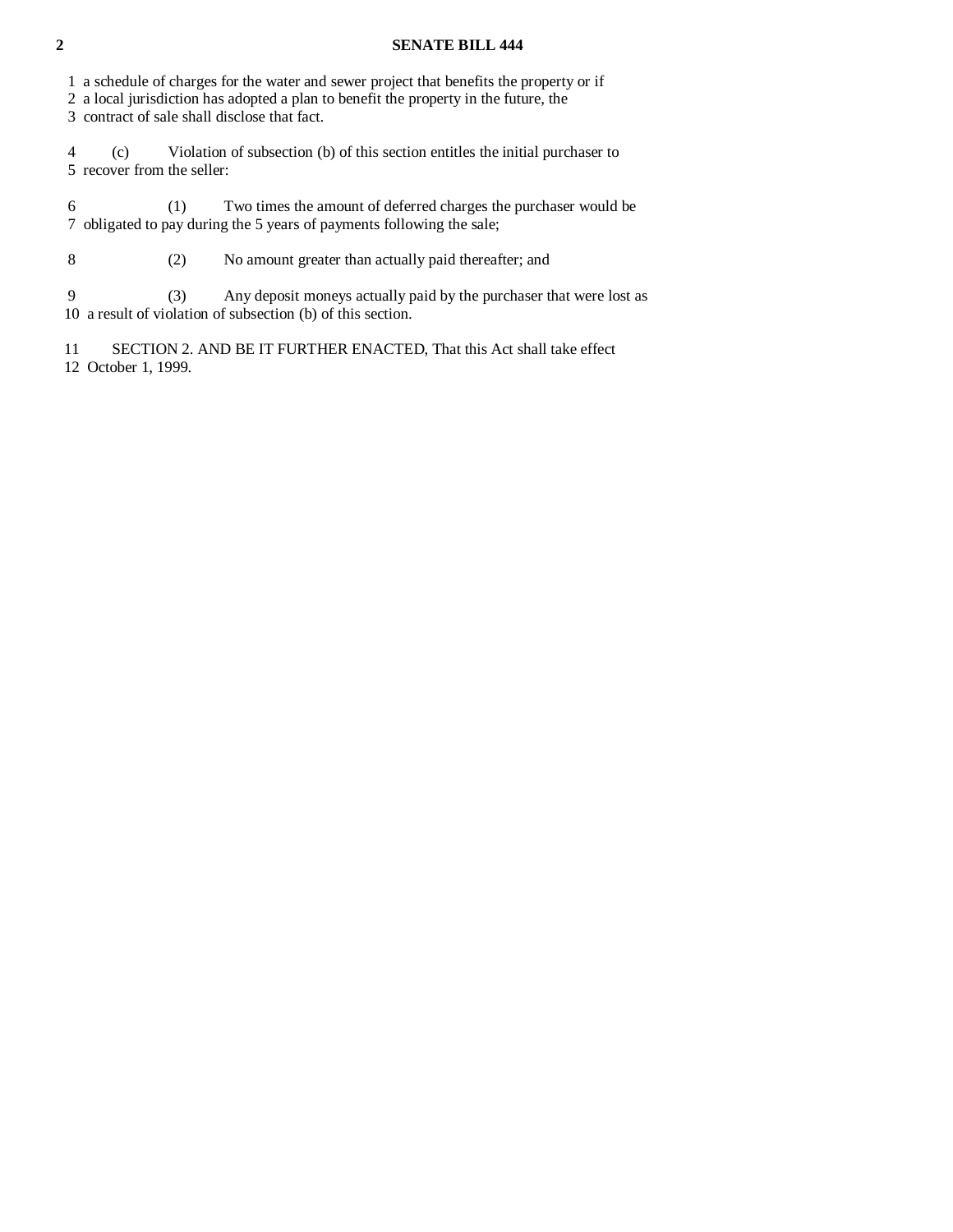a schedule of charges for the water and sewer project that benefits the property or if a local jurisdiction has adopted a plan to benefit the property in the future, the contract of sale shall disclose that fact.

(c) Violation of subsection (b) of this section entitles the initial purchaser to recover from the seller:

(1) Two times the amount of deferred charges the purchaser would be obligated to pay during the 5 years of payments following the sale;

(2) No amount greater than actually paid thereafter; and

(3) Any deposit moneys actually paid by the purchaser that were lost as a result of violation of subsection (b) of this section.

SECTION 2. AND BE IT FURTHER ENACTED, That this Act shall take effect October 1, 1999.